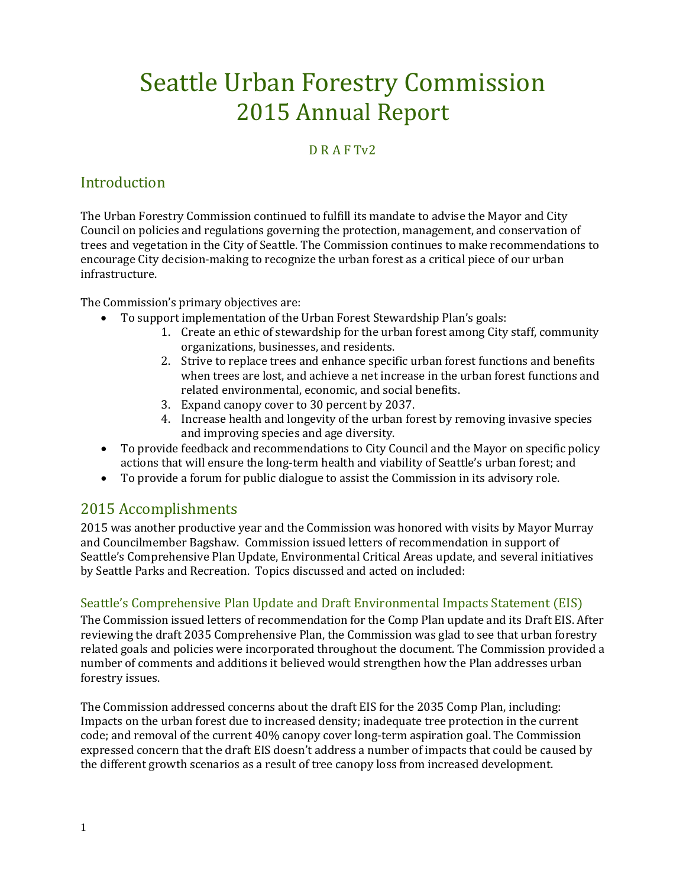# Seattle Urban Forestry Commission
# 2015 Annual Report

D R A F Tv2

## Introduction

The Urban Forestry Commission continued to fulfill its mandate to advise the Mayor and City Council on policies and regulations governing the protection, management, and conservation of trees and vegetation in the City of Seattle. The Commission continues to make recommendations to encourage City decision-making to recognize the urban forest as a critical piece of our urban infrastructure.

The Commission's primary objectives are:

- To support implementation of the Urban Forest Stewardship Plan's goals:
    1. Create an ethic of stewardship for the urban forest among City staff, community organizations, businesses, and residents.
    2. Strive to replace trees and enhance specific urban forest functions and benefits when trees are lost, and achieve a net increase in the urban forest functions and related environmental, economic, and social benefits.
    3. Expand canopy cover to 30 percent by 2037.
    4. Increase health and longevity of the urban forest by removing invasive species and improving species and age diversity.
- To provide feedback and recommendations to City Council and the Mayor on specific policy actions that will ensure the long-term health and viability of Seattle's urban forest; and
- To provide a forum for public dialogue to assist the Commission in its advisory role.

## 2015 Accomplishments

2015 was another productive year and the Commission was honored with visits by Mayor Murray and Councilmember Bagshaw. Commission issued letters of recommendation in support of Seattle's Comprehensive Plan Update, Environmental Critical Areas update, and several initiatives by Seattle Parks and Recreation. Topics discussed and acted on included:

### Seattle's Comprehensive Plan Update and Draft Environmental Impacts Statement (EIS)

The Commission issued letters of recommendation for the Comp Plan update and its Draft EIS. After reviewing the draft 2035 Comprehensive Plan, the Commission was glad to see that urban forestry related goals and policies were incorporated throughout the document. The Commission provided a number of comments and additions it believed would strengthen how the Plan addresses urban forestry issues.

The Commission addressed concerns about the draft EIS for the 2035 Comp Plan, including: Impacts on the urban forest due to increased density; inadequate tree protection in the current code; and removal of the current 40% canopy cover long-term aspiration goal. The Commission expressed concern that the draft EIS doesn't address a number of impacts that could be caused by the different growth scenarios as a result of tree canopy loss from increased development.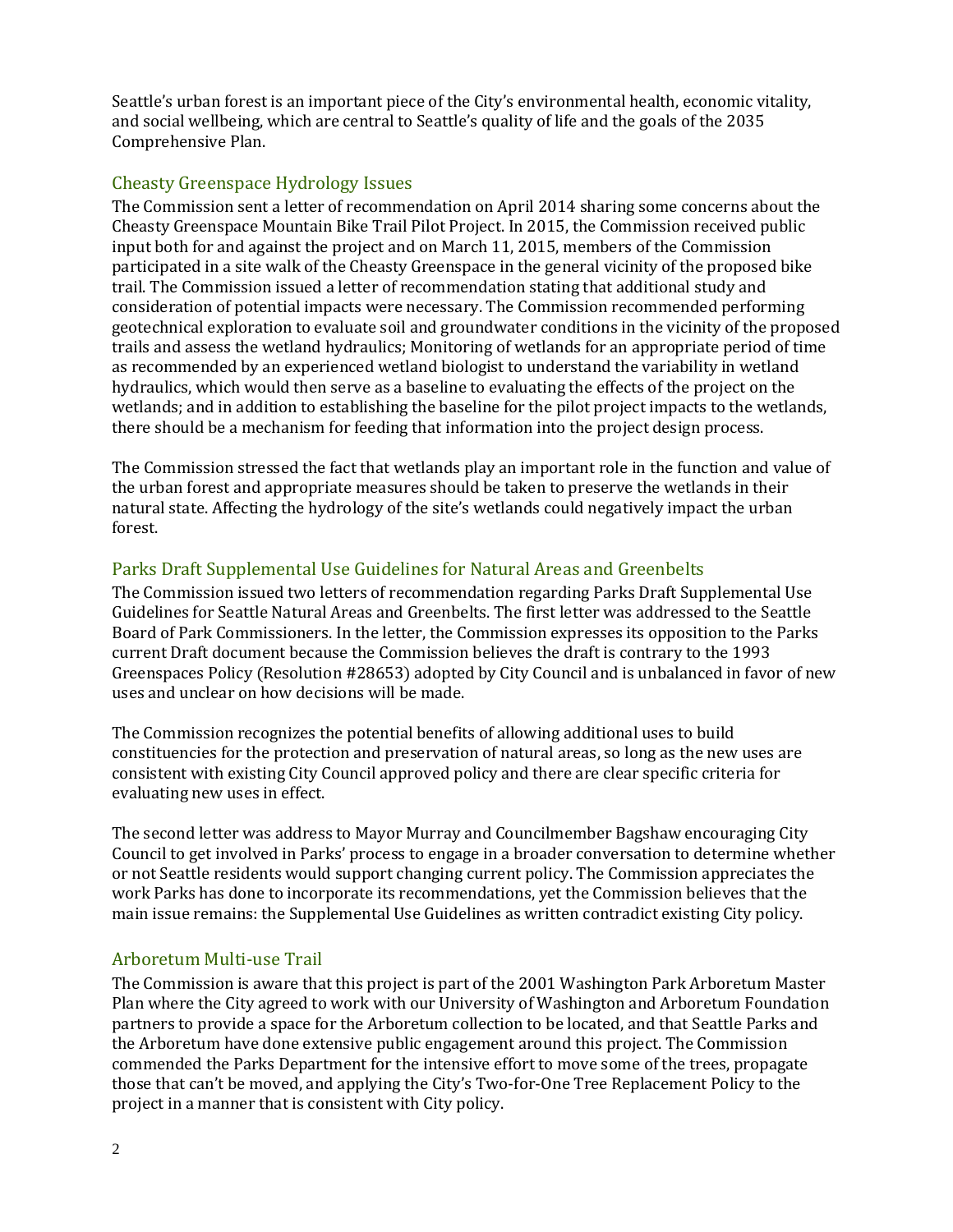Seattle's urban forest is an important piece of the City's environmental health, economic vitality, and social wellbeing, which are central to Seattle's quality of life and the goals of the 2035 Comprehensive Plan.

## Cheasty Greenspace Hydrology Issues

The Commission sent a letter of recommendation on April 2014 sharing some concerns about the Cheasty Greenspace Mountain Bike Trail Pilot Project. In 2015, the Commission received public input both for and against the project and on March 11, 2015, members of the Commission participated in a site walk of the Cheasty Greenspace in the general vicinity of the proposed bike trail. The Commission issued a letter of recommendation stating that additional study and consideration of potential impacts were necessary. The Commission recommended performing geotechnical exploration to evaluate soil and groundwater conditions in the vicinity of the proposed trails and assess the wetland hydraulics; Monitoring of wetlands for an appropriate period of time as recommended by an experienced wetland biologist to understand the variability in wetland hydraulics, which would then serve as a baseline to evaluating the effects of the project on the wetlands; and in addition to establishing the baseline for the pilot project impacts to the wetlands, there should be a mechanism for feeding that information into the project design process.

The Commission stressed the fact that wetlands play an important role in the function and value of the urban forest and appropriate measures should be taken to preserve the wetlands in their natural state. Affecting the hydrology of the site's wetlands could negatively impact the urban forest.

## Parks Draft Supplemental Use Guidelines for Natural Areas and Greenbelts

The Commission issued two letters of recommendation regarding Parks Draft Supplemental Use Guidelines for Seattle Natural Areas and Greenbelts. The first letter was addressed to the Seattle Board of Park Commissioners. In the letter, the Commission expresses its opposition to the Parks current Draft document because the Commission believes the draft is contrary to the 1993 Greenspaces Policy (Resolution #28653) adopted by City Council and is unbalanced in favor of new uses and unclear on how decisions will be made.

The Commission recognizes the potential benefits of allowing additional uses to build constituencies for the protection and preservation of natural areas, so long as the new uses are consistent with existing City Council approved policy and there are clear specific criteria for evaluating new uses in effect.

The second letter was address to Mayor Murray and Councilmember Bagshaw encouraging City Council to get involved in Parks' process to engage in a broader conversation to determine whether or not Seattle residents would support changing current policy. The Commission appreciates the work Parks has done to incorporate its recommendations, yet the Commission believes that the main issue remains: the Supplemental Use Guidelines as written contradict existing City policy.

## Arboretum Multi-use Trail

The Commission is aware that this project is part of the 2001 Washington Park Arboretum Master Plan where the City agreed to work with our University of Washington and Arboretum Foundation partners to provide a space for the Arboretum collection to be located, and that Seattle Parks and the Arboretum have done extensive public engagement around this project. The Commission commended the Parks Department for the intensive effort to move some of the trees, propagate those that can't be moved, and applying the City's Two-for-One Tree Replacement Policy to the project in a manner that is consistent with City policy.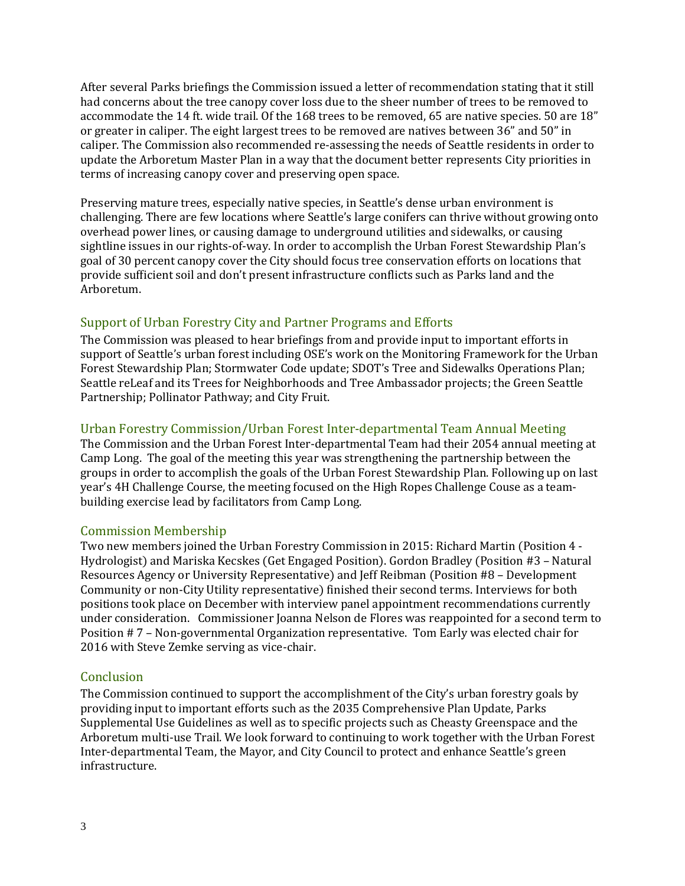After several Parks briefings the Commission issued a letter of recommendation stating that it still had concerns about the tree canopy cover loss due to the sheer number of trees to be removed to accommodate the 14 ft. wide trail. Of the 168 trees to be removed, 65 are native species. 50 are 18" or greater in caliper. The eight largest trees to be removed are natives between 36" and 50" in caliper. The Commission also recommended re-assessing the needs of Seattle residents in order to update the Arboretum Master Plan in a way that the document better represents City priorities in terms of increasing canopy cover and preserving open space.

Preserving mature trees, especially native species, in Seattle's dense urban environment is challenging. There are few locations where Seattle's large conifers can thrive without growing onto overhead power lines, or causing damage to underground utilities and sidewalks, or causing sightline issues in our rights-of-way. In order to accomplish the Urban Forest Stewardship Plan's goal of 30 percent canopy cover the City should focus tree conservation efforts on locations that provide sufficient soil and don't present infrastructure conflicts such as Parks land and the Arboretum.

## Support of Urban Forestry City and Partner Programs and Efforts

The Commission was pleased to hear briefings from and provide input to important efforts in support of Seattle's urban forest including OSE's work on the Monitoring Framework for the Urban Forest Stewardship Plan; Stormwater Code update; SDOT's Tree and Sidewalks Operations Plan; Seattle reLeaf and its Trees for Neighborhoods and Tree Ambassador projects; the Green Seattle Partnership; Pollinator Pathway; and City Fruit.

## Urban Forestry Commission/Urban Forest Inter-departmental Team Annual Meeting

The Commission and the Urban Forest Inter-departmental Team had their 2054 annual meeting at Camp Long. The goal of the meeting this year was strengthening the partnership between the groups in order to accomplish the goals of the Urban Forest Stewardship Plan. Following up on last year's 4H Challenge Course, the meeting focused on the High Ropes Challenge Couse as a team-building exercise lead by facilitators from Camp Long.

## Commission Membership

Two new members joined the Urban Forestry Commission in 2015: Richard Martin (Position 4 - Hydrologist) and Mariska Kecskes (Get Engaged Position). Gordon Bradley (Position #3 – Natural Resources Agency or University Representative) and Jeff Reibman (Position #8 – Development Community or non-City Utility representative) finished their second terms. Interviews for both positions took place on December with interview panel appointment recommendations currently under consideration. Commissioner Joanna Nelson de Flores was reappointed for a second term to Position # 7 – Non-governmental Organization representative. Tom Early was elected chair for 2016 with Steve Zemke serving as vice-chair.

## Conclusion

The Commission continued to support the accomplishment of the City's urban forestry goals by providing input to important efforts such as the 2035 Comprehensive Plan Update, Parks Supplemental Use Guidelines as well as to specific projects such as Cheasty Greenspace and the Arboretum multi-use Trail. We look forward to continuing to work together with the Urban Forest Inter-departmental Team, the Mayor, and City Council to protect and enhance Seattle's green infrastructure.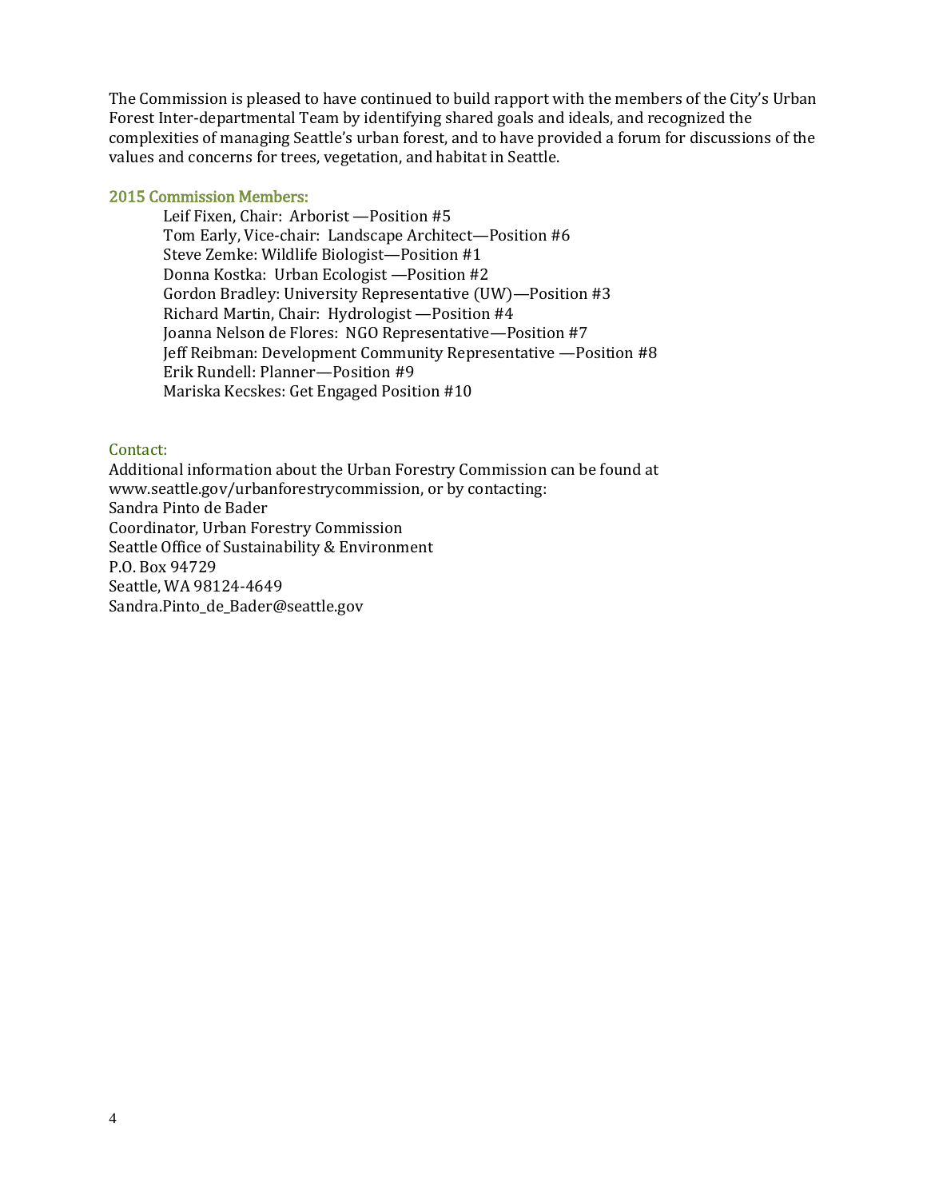The Commission is pleased to have continued to build rapport with the members of the City's Urban Forest Inter-departmental Team by identifying shared goals and ideals, and recognized the complexities of managing Seattle's urban forest, and to have provided a forum for discussions of the values and concerns for trees, vegetation, and habitat in Seattle.

## 2015 Commission Members:

Leif Fixen, Chair: Arborist —Position #5
Tom Early, Vice-chair: Landscape Architect—Position #6
Steve Zemke: Wildlife Biologist—Position #1
Donna Kostka: Urban Ecologist —Position #2
Gordon Bradley: University Representative (UW)—Position #3
Richard Martin, Chair: Hydrologist —Position #4
Joanna Nelson de Flores: NGO Representative—Position #7
Jeff Reibman: Development Community Representative —Position #8
Erik Rundell: Planner—Position #9
Mariska Kecskes: Get Engaged Position #10

## Contact:

Additional information about the Urban Forestry Commission can be found at www.seattle.gov/urbanforestrycommission, or by contacting:
Sandra Pinto de Bader
Coordinator, Urban Forestry Commission
Seattle Office of Sustainability & Environment
P.O. Box 94729
Seattle, WA 98124-4649
Sandra.Pinto_de_Bader@seattle.gov